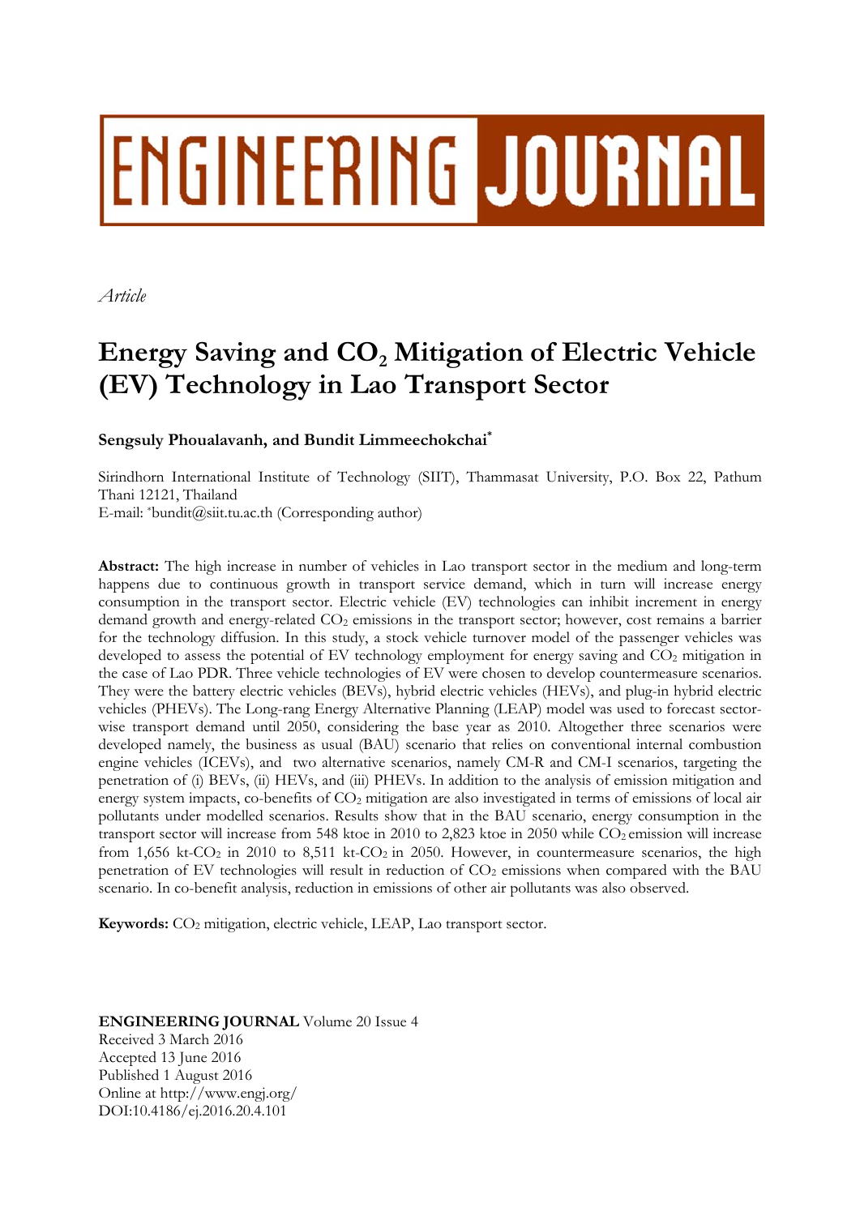# ENGINEERING JOURNAL

*Article*

# Energy Saving and $CO_2$ Mitigation of Electric Vehicle (EV) Technology in Lao Transport Sector

**Sengsuly Phoualavanh, and Bundit Limmeechokchai***

Sirindhorn International Institute of Technology (SIIT), Thammasat University, P.O. Box 22, Pathum Thani 12121, Thailand

E-mail: *bundit@siit.tu.ac.th (Corresponding author)

**Abstract:** The high increase in number of vehicles in Lao transport sector in the medium and long-term happens due to continuous growth in transport service demand, which in turn will increase energy consumption in the transport sector. Electric vehicle (EV) technologies can inhibit increment in energy demand growth and energy-related $CO_2$ emissions in the transport sector; however, cost remains a barrier for the technology diffusion. In this study, a stock vehicle turnover model of the passenger vehicles was developed to assess the potential of EV technology employment for energy saving and $CO_2$ mitigation in the case of Lao PDR. Three vehicle technologies of EV were chosen to develop countermeasure scenarios. They were the battery electric vehicles (BEVs), hybrid electric vehicles (HEVs), and plug-in hybrid electric vehicles (PHEVs). The Long-rang Energy Alternative Planning (LEAP) model was used to forecast sector-wise transport demand until 2050, considering the base year as 2010. Altogether three scenarios were developed namely, the business as usual (BAU) scenario that relies on conventional internal combustion engine vehicles (ICEVs), and two alternative scenarios, namely CM-R and CM-I scenarios, targeting the penetration of (i) BEVs, (ii) HEVs, and (iii) PHEVs. In addition to the analysis of emission mitigation and energy system impacts, co-benefits of $CO_2$ mitigation are also investigated in terms of emissions of local air pollutants under modelled scenarios. Results show that in the BAU scenario, energy consumption in the transport sector will increase from 548 ktoe in 2010 to 2,823 ktoe in 2050 while $CO_2$ emission will increase from 1,656 kt-$CO_2$ in 2010 to 8,511 kt-$CO_2$ in 2050. However, in countermeasure scenarios, the high penetration of EV technologies will result in reduction of $CO_2$ emissions when compared with the BAU scenario. In co-benefit analysis, reduction in emissions of other air pollutants was also observed.

**Keywords:** $CO_2$ mitigation, electric vehicle, LEAP, Lao transport sector.

**ENGINEERING JOURNAL** Volume 20 Issue 4
Received 3 March 2016
Accepted 13 June 2016
Published 1 August 2016
Online at http://www.engj.org/
DOI:10.4186/ej.2016.20.4.101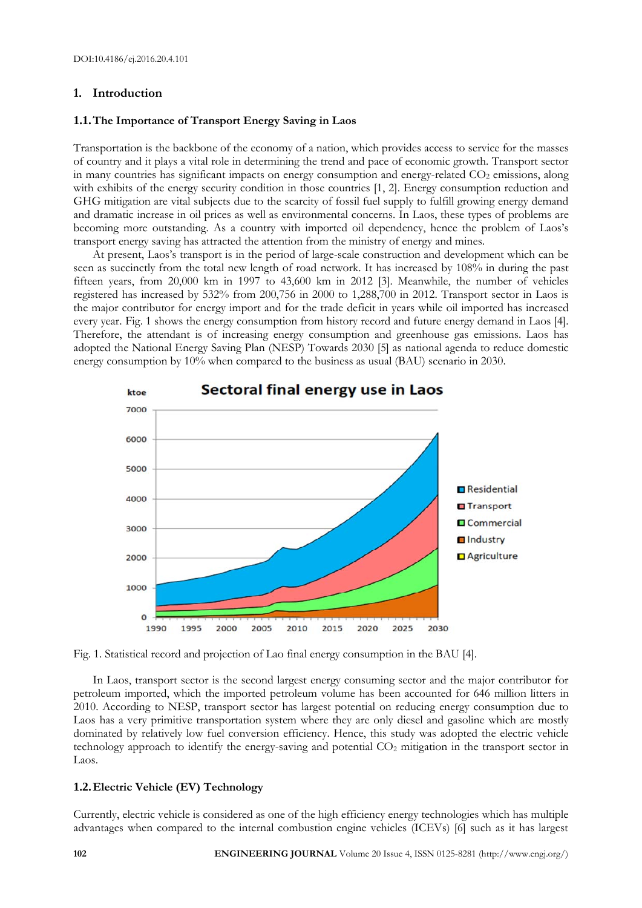DOI:10.4186/ej.2016.20.4.101

## 1. Introduction

### 1.1. The Importance of Transport Energy Saving in Laos

Transportation is the backbone of the economy of a nation, which provides access to service for the masses of country and it plays a vital role in determining the trend and pace of economic growth. Transport sector in many countries has significant impacts on energy consumption and energy-related $CO_2$ emissions, along with exhibits of the energy security condition in those countries [1, 2]. Energy consumption reduction and GHG mitigation are vital subjects due to the scarcity of fossil fuel supply to fulfill growing energy demand and dramatic increase in oil prices as well as environmental concerns. In Laos, these types of problems are becoming more outstanding. As a country with imported oil dependency, hence the problem of Laos's transport energy saving has attracted the attention from the ministry of energy and mines.

At present, Laos's transport is in the period of large-scale construction and development which can be seen as succinctly from the total new length of road network. It has increased by 108% in during the past fifteen years, from 20,000 km in 1997 to 43,600 km in 2012 [3]. Meanwhile, the number of vehicles registered has increased by 532% from 200,756 in 2000 to 1,288,700 in 2012. Transport sector in Laos is the major contributor for energy import and for the trade deficit in years while oil imported has increased every year. Fig. 1 shows the energy consumption from history record and future energy demand in Laos [4]. Therefore, the attendant is of increasing energy consumption and greenhouse gas emissions. Laos has adopted the National Energy Saving Plan (NESP) Towards 2030 [5] as national agenda to reduce domestic energy consumption by 10% when compared to the business as usual (BAU) scenario in 2030.

Fig. 1. Statistical record and projection of Lao final energy consumption in the BAU [4].

In Laos, transport sector is the second largest energy consuming sector and the major contributor for petroleum imported, which the imported petroleum volume has been accounted for 646 million litters in 2010. According to NESP, transport sector has largest potential on reducing energy consumption due to Laos has a very primitive transportation system where they are only diesel and gasoline which are mostly dominated by relatively low fuel conversion efficiency. Hence, this study was adopted the electric vehicle technology approach to identify the energy-saving and potential $CO_2$ mitigation in the transport sector in Laos.

### 1.2. Electric Vehicle (EV) Technology

Currently, electric vehicle is considered as one of the high efficiency energy technologies which has multiple advantages when compared to the internal combustion engine vehicles (ICEVs) [6] such as it has largest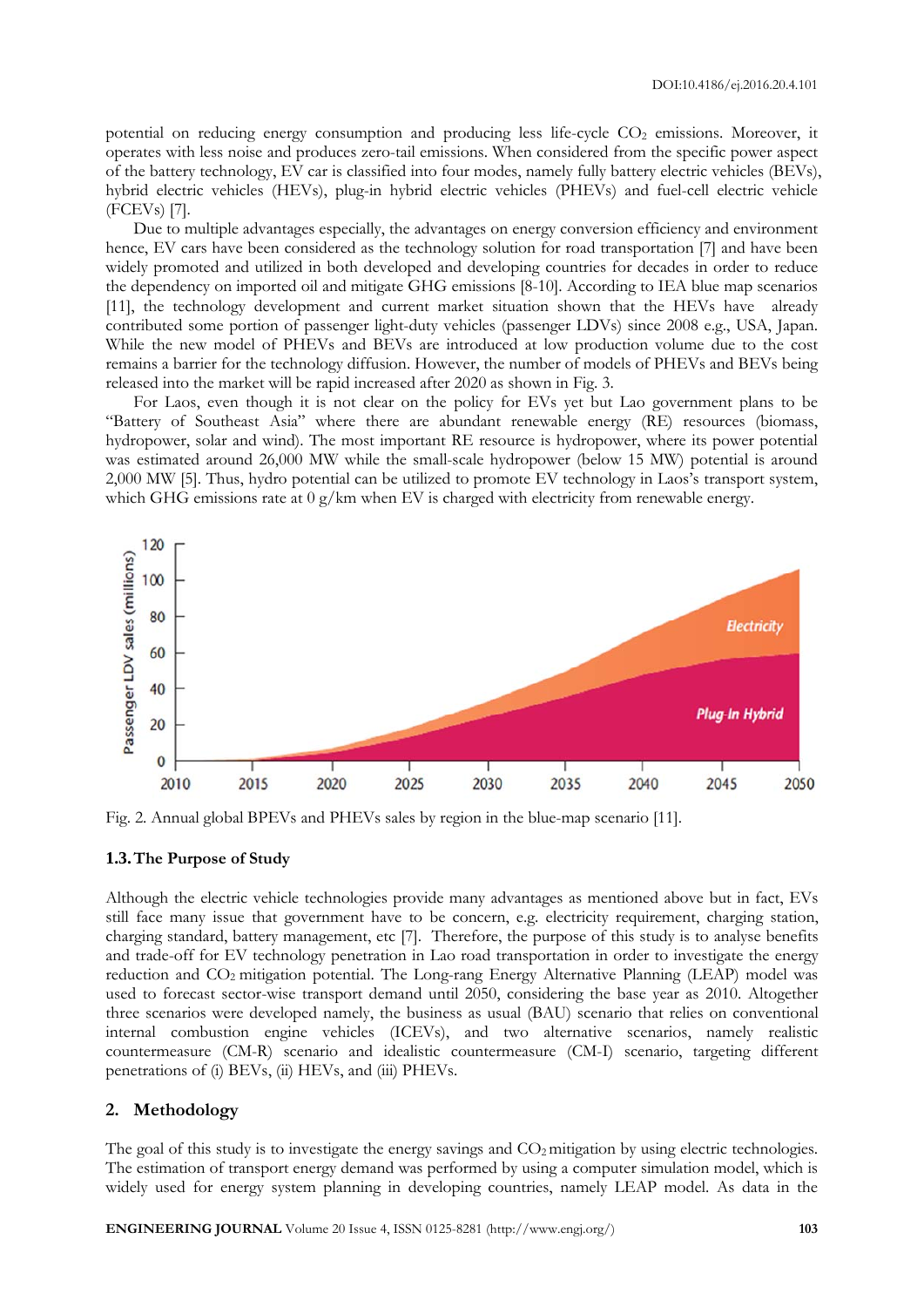potential on reducing energy consumption and producing less life-cycle $CO_2$ emissions. Moreover, it operates with less noise and produces zero-tail emissions. When considered from the specific power aspect of the battery technology, EV car is classified into four modes, namely fully battery electric vehicles (BEVs), hybrid electric vehicles (HEVs), plug-in hybrid electric vehicles (PHEVs) and fuel-cell electric vehicle (FCEVs) [7].

Due to multiple advantages especially, the advantages on energy conversion efficiency and environment hence, EV cars have been considered as the technology solution for road transportation [7] and have been widely promoted and utilized in both developed and developing countries for decades in order to reduce the dependency on imported oil and mitigate GHG emissions [8-10]. According to IEA blue map scenarios [11], the technology development and current market situation shown that the HEVs have already contributed some portion of passenger light-duty vehicles (passenger LDVs) since 2008 e.g., USA, Japan. While the new model of PHEVs and BEVs are introduced at low production volume due to the cost remains a barrier for the technology diffusion. However, the number of models of PHEVs and BEVs being released into the market will be rapid increased after 2020 as shown in Fig. 3.

For Laos, even though it is not clear on the policy for EVs yet but Lao government plans to be "Battery of Southeast Asia" where there are abundant renewable energy (RE) resources (biomass, hydropower, solar and wind). The most important RE resource is hydropower, where its power potential was estimated around 26,000 MW while the small-scale hydropower (below 15 MW) potential is around 2,000 MW [5]. Thus, hydro potential can be utilized to promote EV technology in Laos's transport system, which GHG emissions rate at 0 g/km when EV is charged with electricity from renewable energy.

Fig. 2. Annual global BPEVs and PHEVs sales by region in the blue-map scenario [11].

### 1.3. The Purpose of Study

Although the electric vehicle technologies provide many advantages as mentioned above but in fact, EVs still face many issue that government have to be concern, e.g. electricity requirement, charging station, charging standard, battery management, etc [7]. Therefore, the purpose of this study is to analyse benefits and trade-off for EV technology penetration in Lao road transportation in order to investigate the energy reduction and $CO_2$ mitigation potential. The Long-rang Energy Alternative Planning (LEAP) model was used to forecast sector-wise transport demand until 2050, considering the base year as 2010. Altogether three scenarios were developed namely, the business as usual (BAU) scenario that relies on conventional internal combustion engine vehicles (ICEVs), and two alternative scenarios, namely realistic countermeasure (CM-R) scenario and idealistic countermeasure (CM-I) scenario, targeting different penetrations of (i) BEVs, (ii) HEVs, and (iii) PHEVs.

## 2. Methodology

The goal of this study is to investigate the energy savings and $CO_2$ mitigation by using electric technologies. The estimation of transport energy demand was performed by using a computer simulation model, which is widely used for energy system planning in developing countries, namely LEAP model. As data in the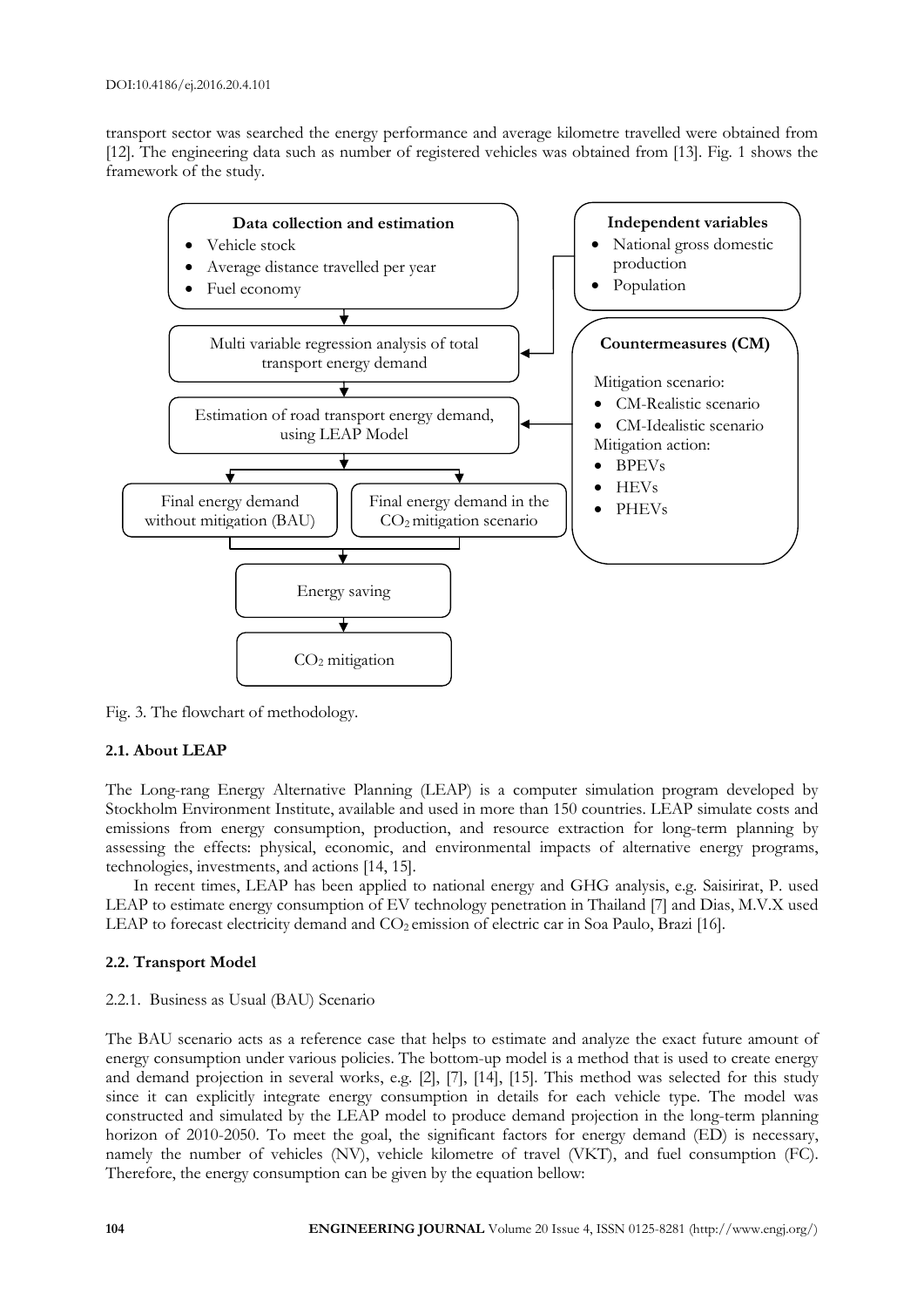transport sector was searched the energy performance and average kilometre travelled were obtained from [12]. The engineering data such as number of registered vehicles was obtained from [13]. Fig. 1 shows the framework of the study.

**Data collection and estimation**
- Vehicle stock
- Average distance travelled per year
- Fuel economy

**Independent variables**
- National gross domestic production
- Population

Multi variable regression analysis of total transport energy demand

**Countermeasures (CM)**

Mitigation scenario:
- CM-Realistic scenario
- CM-Idealistic scenario

Mitigation action:
- BPEVs
- HEVs
- PHEVs

Estimation of road transport energy demand, using LEAP Model

Final energy demand without mitigation (BAU)

Final energy demand in the $CO_2$ mitigation scenario

Energy saving

$CO_2$ mitigation

Fig. 3. The flowchart of methodology.

### 2.1. About LEAP

The Long-rang Energy Alternative Planning (LEAP) is a computer simulation program developed by Stockholm Environment Institute, available and used in more than 150 countries. LEAP simulate costs and emissions from energy consumption, production, and resource extraction for long-term planning by assessing the effects: physical, economic, and environmental impacts of alternative energy programs, technologies, investments, and actions [14, 15].

In recent times, LEAP has been applied to national energy and GHG analysis, e.g. Saisirirat, P. used LEAP to estimate energy consumption of EV technology penetration in Thailand [7] and Dias, M.V.X used LEAP to forecast electricity demand and $CO_2$ emission of electric car in Soa Paulo, Brazi [16].

### 2.2. Transport Model

#### 2.2.1. Business as Usual (BAU) Scenario

The BAU scenario acts as a reference case that helps to estimate and analyze the exact future amount of energy consumption under various policies. The bottom-up model is a method that is used to create energy and demand projection in several works, e.g. [2], [7], [14], [15]. This method was selected for this study since it can explicitly integrate energy consumption in details for each vehicle type. The model was constructed and simulated by the LEAP model to produce demand projection in the long-term planning horizon of 2010-2050. To meet the goal, the significant factors for energy demand (ED) is necessary, namely the number of vehicles (NV), vehicle kilometre of travel (VKT), and fuel consumption (FC). Therefore, the energy consumption can be given by the equation bellow: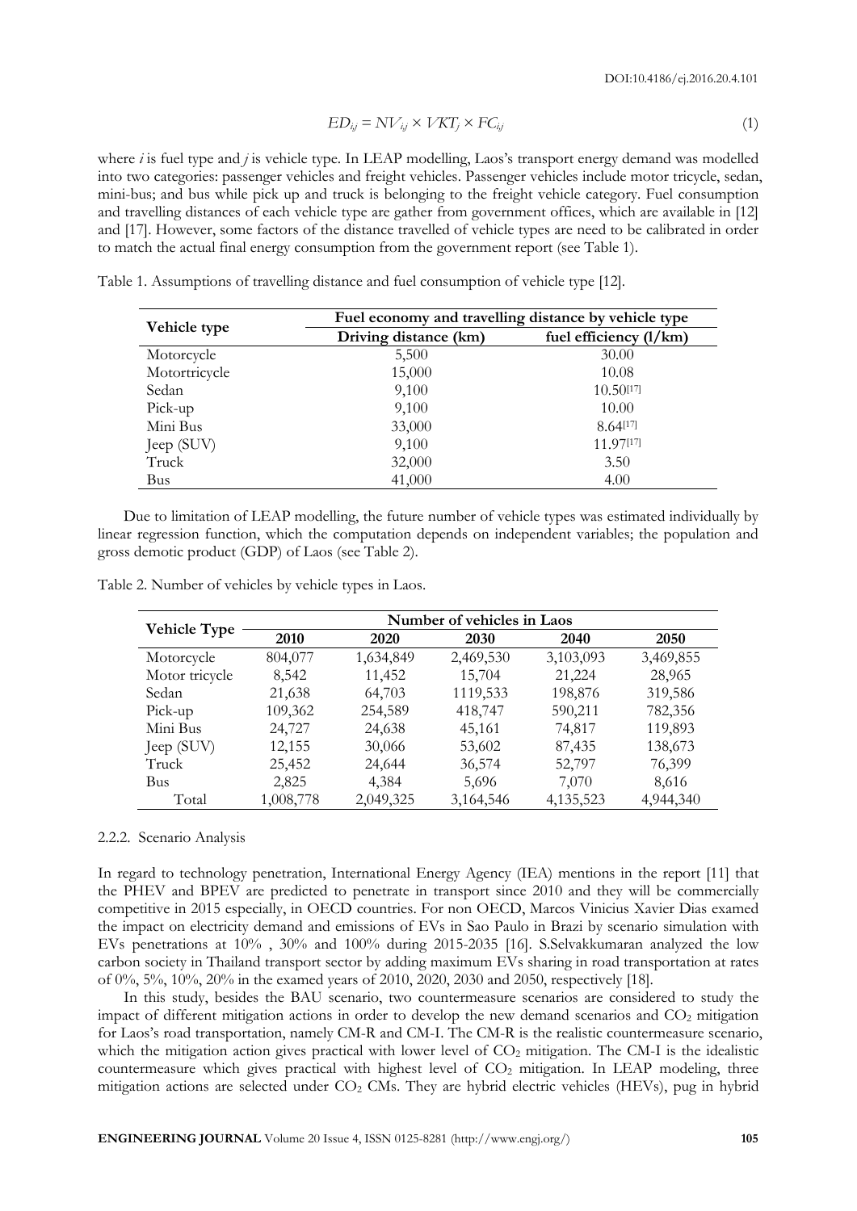$$ED_{ij} = NV_{ij} \times VKT_j \times FC_{ij} \tag{1}$$

where $i$ is fuel type and $j$ is vehicle type. In LEAP modelling, Laos's transport energy demand was modelled into two categories: passenger vehicles and freight vehicles. Passenger vehicles include motor tricycle, sedan, mini-bus; and bus while pick up and truck is belonging to the freight vehicle category. Fuel consumption and travelling distances of each vehicle type are gather from government offices, which are available in [12] and [17]. However, some factors of the distance travelled of vehicle types are need to be calibrated in order to match the actual final energy consumption from the government report (see Table 1).

Table 1. Assumptions of travelling distance and fuel consumption of vehicle type [12].

| Vehicle type | Fuel economy and travelling distance by vehicle type | |
|---|---|---|
| | **Driving distance (km)** | **fuel efficiency (l/km)** |
| Motorcycle | 5,500 | 30.00 |
| Motortricycle | 15,000 | 10.08 |
| Sedan | 9,100 | 10.50[17] |
| Pick-up | 9,100 | 10.00 |
| Mini Bus | 33,000 | 8.64[17] |
| Jeep (SUV) | 9,100 | 11.97[17] |
| Truck | 32,000 | 3.50 |
| Bus | 41,000 | 4.00 |

Due to limitation of LEAP modelling, the future number of vehicle types was estimated individually by linear regression function, which the computation depends on independent variables; the population and gross demotic product (GDP) of Laos (see Table 2).

Table 2. Number of vehicles by vehicle types in Laos.

| Vehicle Type | Number of vehicles in Laos | | | | |
|---|---|---|---|---|---|
| | **2010** | **2020** | **2030** | **2040** | **2050** |
| Motorcycle | 804,077 | 1,634,849 | 2,469,530 | 3,103,093 | 3,469,855 |
| Motor tricycle | 8,542 | 11,452 | 15,704 | 21,224 | 28,965 |
| Sedan | 21,638 | 64,703 | 1119,533 | 198,876 | 319,586 |
| Pick-up | 109,362 | 254,589 | 418,747 | 590,211 | 782,356 |
| Mini Bus | 24,727 | 24,638 | 45,161 | 74,817 | 119,893 |
| Jeep (SUV) | 12,155 | 30,066 | 53,602 | 87,435 | 138,673 |
| Truck | 25,452 | 24,644 | 36,574 | 52,797 | 76,399 |
| Bus | 2,825 | 4,384 | 5,696 | 7,070 | 8,616 |
| Total | 1,008,778 | 2,049,325 | 3,164,546 | 4,135,523 | 4,944,340 |

2.2.2. Scenario Analysis

In regard to technology penetration, International Energy Agency (IEA) mentions in the report [11] that the PHEV and BPEV are predicted to penetrate in transport since 2010 and they will be commercially competitive in 2015 especially, in OECD countries. For non OECD, Marcos Vinicius Xavier Dias examed the impact on electricity demand and emissions of EVs in Sao Paulo in Brazi by scenario simulation with EVs penetrations at 10% , 30% and 100% during 2015-2035 [16]. S.Selvakkumaran analyzed the low carbon society in Thailand transport sector by adding maximum EVs sharing in road transportation at rates of 0%, 5%, 10%, 20% in the examed years of 2010, 2020, 2030 and 2050, respectively [18].

In this study, besides the BAU scenario, two countermeasure scenarios are considered to study the impact of different mitigation actions in order to develop the new demand scenarios and $CO_2$ mitigation for Laos's road transportation, namely CM-R and CM-I. The CM-R is the realistic countermeasure scenario, which the mitigation action gives practical with lower level of $CO_2$ mitigation. The CM-I is the idealistic countermeasure which gives practical with highest level of $CO_2$ mitigation. In LEAP modeling, three mitigation actions are selected under $CO_2$ CMs. They are hybrid electric vehicles (HEVs), pug in hybrid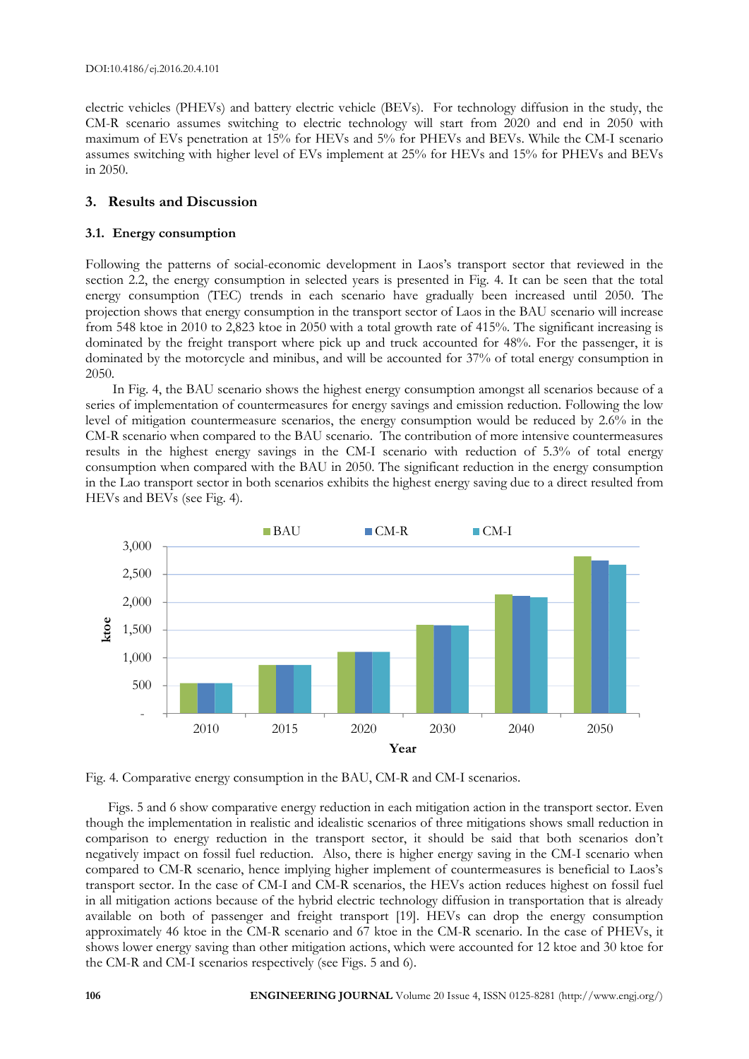electric vehicles (PHEVs) and battery electric vehicle (BEVs). For technology diffusion in the study, the CM-R scenario assumes switching to electric technology will start from 2020 and end in 2050 with maximum of EVs penetration at 15% for HEVs and 5% for PHEVs and BEVs. While the CM-I scenario assumes switching with higher level of EVs implement at 25% for HEVs and 15% for PHEVs and BEVs in 2050.

## 3. Results and Discussion

### 3.1. Energy consumption

Following the patterns of social-economic development in Laos's transport sector that reviewed in the section 2.2, the energy consumption in selected years is presented in Fig. 4. It can be seen that the total energy consumption (TEC) trends in each scenario have gradually been increased until 2050. The projection shows that energy consumption in the transport sector of Laos in the BAU scenario will increase from 548 ktoe in 2010 to 2,823 ktoe in 2050 with a total growth rate of 415%. The significant increasing is dominated by the freight transport where pick up and truck accounted for 48%. For the passenger, it is dominated by the motorcycle and minibus, and will be accounted for 37% of total energy consumption in 2050.

In Fig. 4, the BAU scenario shows the highest energy consumption amongst all scenarios because of a series of implementation of countermeasures for energy savings and emission reduction. Following the low level of mitigation countermeasure scenarios, the energy consumption would be reduced by 2.6% in the CM-R scenario when compared to the BAU scenario. The contribution of more intensive countermeasures results in the highest energy savings in the CM-I scenario with reduction of 5.3% of total energy consumption when compared with the BAU in 2050. The significant reduction in the energy consumption in the Lao transport sector in both scenarios exhibits the highest energy saving due to a direct resulted from HEVs and BEVs (see Fig. 4).

Fig. 4. Comparative energy consumption in the BAU, CM-R and CM-I scenarios.

Figs. 5 and 6 show comparative energy reduction in each mitigation action in the transport sector. Even though the implementation in realistic and idealistic scenarios of three mitigations shows small reduction in comparison to energy reduction in the transport sector, it should be said that both scenarios don't negatively impact on fossil fuel reduction. Also, there is higher energy saving in the CM-I scenario when compared to CM-R scenario, hence implying higher implement of countermeasures is beneficial to Laos's transport sector. In the case of CM-I and CM-R scenarios, the HEVs action reduces highest on fossil fuel in all mitigation actions because of the hybrid electric technology diffusion in transportation that is already available on both of passenger and freight transport [19]. HEVs can drop the energy consumption approximately 46 ktoe in the CM-R scenario and 67 ktoe in the CM-R scenario. In the case of PHEVs, it shows lower energy saving than other mitigation actions, which were accounted for 12 ktoe and 30 ktoe for the CM-R and CM-I scenarios respectively (see Figs. 5 and 6).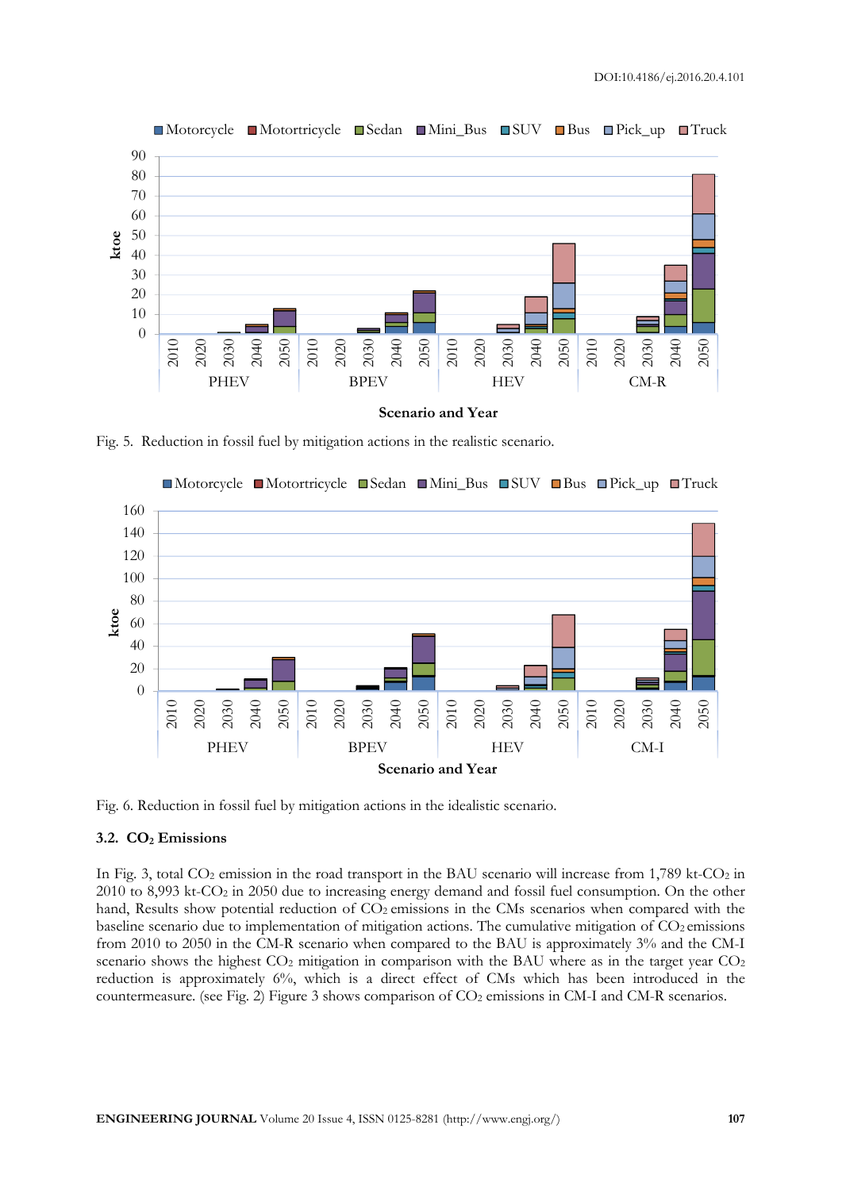Fig. 5. Reduction in fossil fuel by mitigation actions in the realistic scenario.

Fig. 6. Reduction in fossil fuel by mitigation actions in the idealistic scenario.

### 3.2. $CO_2$ Emissions

In Fig. 3, total $CO_2$ emission in the road transport in the BAU scenario will increase from 1,789 kt-$CO_2$ in 2010 to 8,993 kt-$CO_2$ in 2050 due to increasing energy demand and fossil fuel consumption. On the other hand, Results show potential reduction of $CO_2$ emissions in the CMs scenarios when compared with the baseline scenario due to implementation of mitigation actions. The cumulative mitigation of $CO_2$ emissions from 2010 to 2050 in the CM-R scenario when compared to the BAU is approximately 3% and the CM-I scenario shows the highest $CO_2$ mitigation in comparison with the BAU where as in the target year $CO_2$ reduction is approximately 6%, which is a direct effect of CMs which has been introduced in the countermeasure. (see Fig. 2) Figure 3 shows comparison of $CO_2$ emissions in CM-I and CM-R scenarios.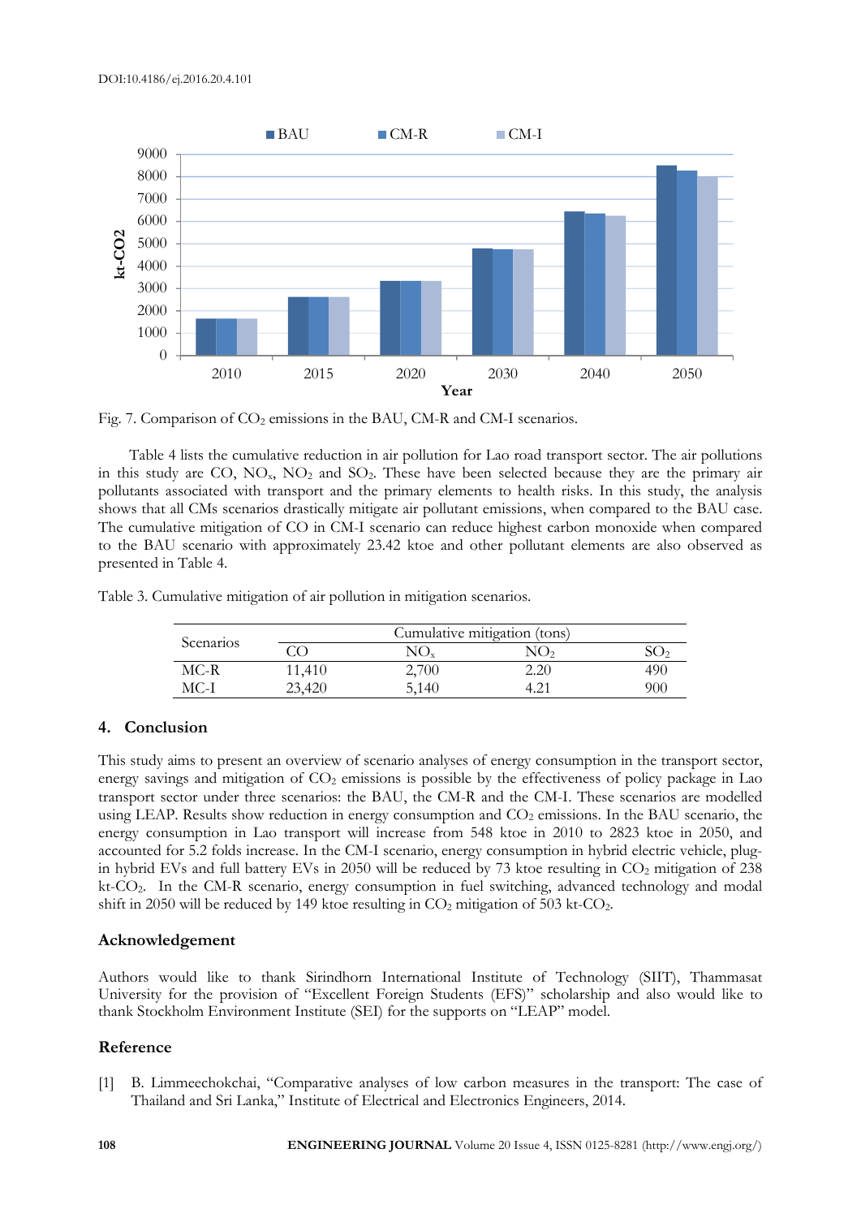Fig. 7. Comparison of $CO_2$ emissions in the BAU, CM-R and CM-I scenarios.

Table 4 lists the cumulative reduction in air pollution for Lao road transport sector. The air pollutions in this study are CO, $NO_x$, $NO_2$ and $SO_2$. These have been selected because they are the primary air pollutants associated with transport and the primary elements to health risks. In this study, the analysis shows that all CMs scenarios drastically mitigate air pollutant emissions, when compared to the BAU case. The cumulative mitigation of CO in CM-I scenario can reduce highest carbon monoxide when compared to the BAU scenario with approximately 23.42 ktoe and other pollutant elements are also observed as presented in Table 4.

Table 3. Cumulative mitigation of air pollution in mitigation scenarios.

| Scenarios | Cumulative mitigation (tons) | | | |
|---|---|---|---|---|
| | CO | $NO_x$ | $NO_2$ | $SO_2$ |
| MC-R | 11,410 | 2,700 | 2.20 | 490 |
| MC-I | 23,420 | 5,140 | 4.21 | 900 |

## 4. Conclusion

This study aims to present an overview of scenario analyses of energy consumption in the transport sector, energy savings and mitigation of $CO_2$ emissions is possible by the effectiveness of policy package in Lao transport sector under three scenarios: the BAU, the CM-R and the CM-I. These scenarios are modelled using LEAP. Results show reduction in energy consumption and $CO_2$ emissions. In the BAU scenario, the energy consumption in Lao transport will increase from 548 ktoe in 2010 to 2823 ktoe in 2050, and accounted for 5.2 folds increase. In the CM-I scenario, energy consumption in hybrid electric vehicle, plug-in hybrid EVs and full battery EVs in 2050 will be reduced by 73 ktoe resulting in $CO_2$ mitigation of 238 kt-$CO_2$. In the CM-R scenario, energy consumption in fuel switching, advanced technology and modal shift in 2050 will be reduced by 149 ktoe resulting in $CO_2$ mitigation of 503 kt-$CO_2$.

## Acknowledgement

Authors would like to thank Sirindhorn International Institute of Technology (SIIT), Thammasat University for the provision of "Excellent Foreign Students (EFS)" scholarship and also would like to thank Stockholm Environment Institute (SEI) for the supports on "LEAP" model.

## Reference

[1] B. Limmeechokchai, "Comparative analyses of low carbon measures in the transport: The case of Thailand and Sri Lanka," Institute of Electrical and Electronics Engineers, 2014.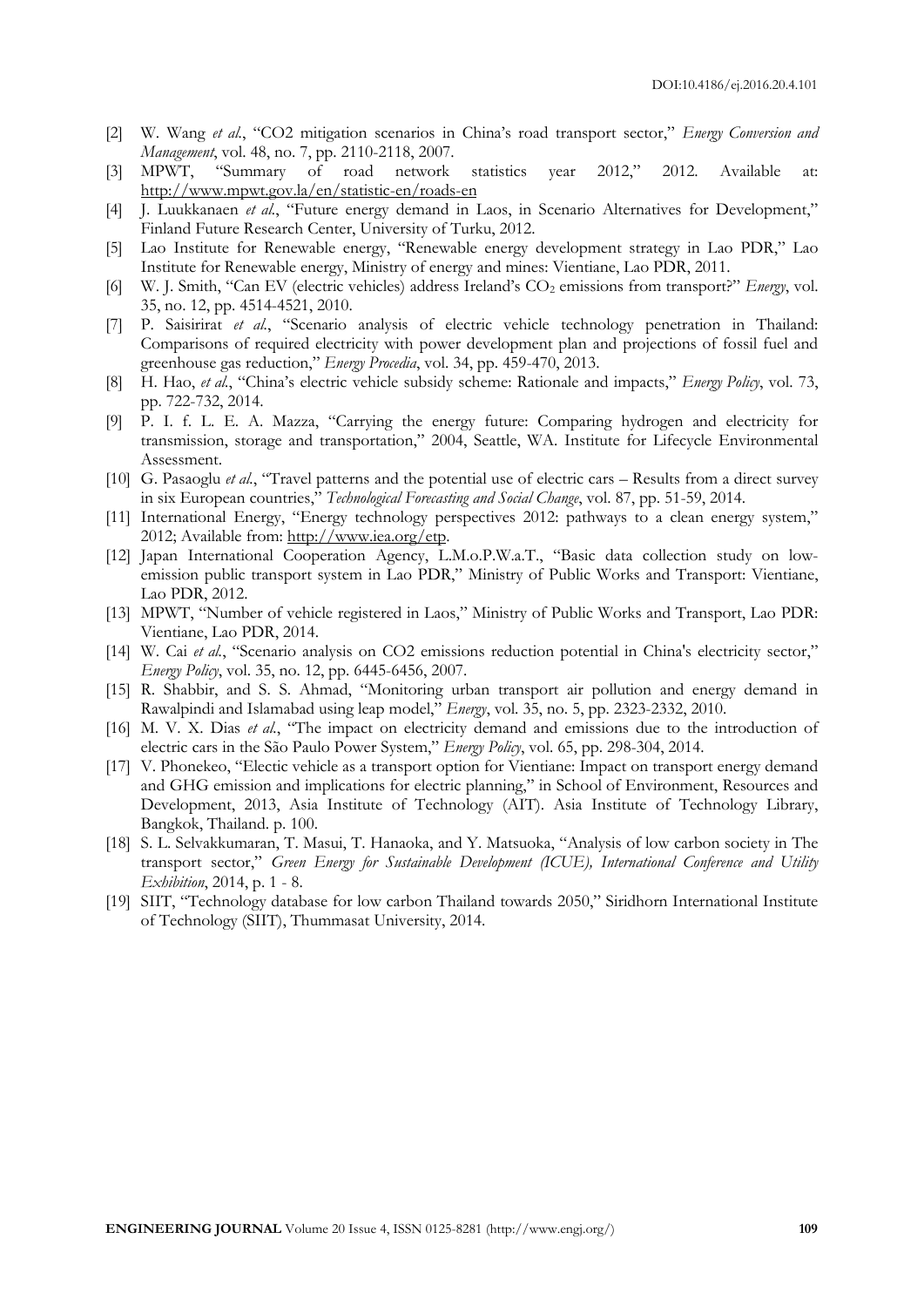[2] W. Wang *et al.*, "CO2 mitigation scenarios in China's road transport sector," *Energy Conversion and Management*, vol. 48, no. 7, pp. 2110-2118, 2007.

[3] MPWT, "Summary of road network statistics year 2012," 2012. Available at: http://www.mpwt.gov.la/en/statistic-en/roads-en

[4] J. Luukkanaen *et al.*, "Future energy demand in Laos, in Scenario Alternatives for Development," Finland Future Research Center, University of Turku, 2012.

[5] Lao Institute for Renewable energy, "Renewable energy development strategy in Lao PDR," Lao Institute for Renewable energy, Ministry of energy and mines: Vientiane, Lao PDR, 2011.

[6] W. J. Smith, "Can EV (electric vehicles) address Ireland's $CO_2$ emissions from transport?" *Energy*, vol. 35, no. 12, pp. 4514-4521, 2010.

[7] P. Saisirirat *et al.*, "Scenario analysis of electric vehicle technology penetration in Thailand: Comparisons of required electricity with power development plan and projections of fossil fuel and greenhouse gas reduction," *Energy Procedia*, vol. 34, pp. 459-470, 2013.

[8] H. Hao, *et al.*, "China's electric vehicle subsidy scheme: Rationale and impacts," *Energy Policy*, vol. 73, pp. 722-732, 2014.

[9] P. I. f. L. E. A. Mazza, "Carrying the energy future: Comparing hydrogen and electricity for transmission, storage and transportation," 2004, Seattle, WA. Institute for Lifecycle Environmental Assessment.

[10] G. Pasaoglu *et al.*, "Travel patterns and the potential use of electric cars – Results from a direct survey in six European countries," *Technological Forecasting and Social Change*, vol. 87, pp. 51-59, 2014.

[11] International Energy, "Energy technology perspectives 2012: pathways to a clean energy system," 2012; Available from: http://www.iea.org/etp.

[12] Japan International Cooperation Agency, L.M.o.P.W.a.T., "Basic data collection study on low-emission public transport system in Lao PDR," Ministry of Public Works and Transport: Vientiane, Lao PDR, 2012.

[13] MPWT, "Number of vehicle registered in Laos," Ministry of Public Works and Transport, Lao PDR: Vientiane, Lao PDR, 2014.

[14] W. Cai *et al.*, "Scenario analysis on CO2 emissions reduction potential in China's electricity sector," *Energy Policy*, vol. 35, no. 12, pp. 6445-6456, 2007.

[15] R. Shabbir, and S. S. Ahmad, "Monitoring urban transport air pollution and energy demand in Rawalpindi and Islamabad using leap model," *Energy*, vol. 35, no. 5, pp. 2323-2332, 2010.

[16] M. V. X. Dias *et al.*, "The impact on electricity demand and emissions due to the introduction of electric cars in the São Paulo Power System," *Energy Policy*, vol. 65, pp. 298-304, 2014.

[17] V. Phonekeo, "Electic vehicle as a transport option for Vientiane: Impact on transport energy demand and GHG emission and implications for electric planning," in School of Environment, Resources and Development, 2013, Asia Institute of Technology (AIT). Asia Institute of Technology Library, Bangkok, Thailand. p. 100.

[18] S. L. Selvakkumaran, T. Masui, T. Hanaoka, and Y. Matsuoka, "Analysis of low carbon society in The transport sector," *Green Energy for Sustainable Development (ICUE), International Conference and Utility Exhibition*, 2014, p. 1 - 8.

[19] SIIT, "Technology database for low carbon Thailand towards 2050," Siridhorn International Institute of Technology (SIIT), Thummasat University, 2014.